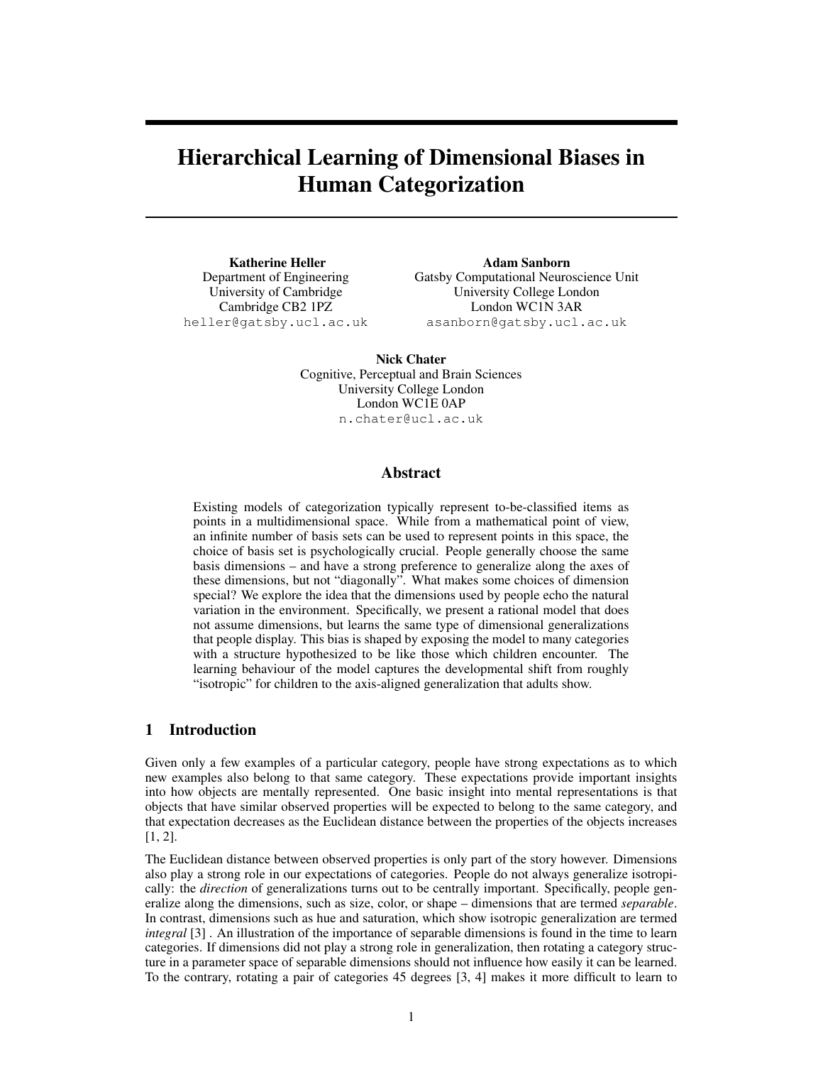# Hierarchical Learning of Dimensional Biases in Human Categorization

**Katherine Heller**
Department of Engineering
University of Cambridge
Cambridge CB2 1PZ
heller@gatsby.ucl.ac.uk

**Adam Sanborn**
Gatsby Computational Neuroscience Unit
University College London
London WC1N 3AR
asanborn@gatsby.ucl.ac.uk

**Nick Chater**
Cognitive, Perceptual and Brain Sciences
University College London
London WC1E 0AP
n.chater@ucl.ac.uk

## Abstract

Existing models of categorization typically represent to-be-classified items as points in a multidimensional space. While from a mathematical point of view, an infinite number of basis sets can be used to represent points in this space, the choice of basis set is psychologically crucial. People generally choose the same basis dimensions – and have a strong preference to generalize along the axes of these dimensions, but not "diagonally". What makes some choices of dimension special? We explore the idea that the dimensions used by people echo the natural variation in the environment. Specifically, we present a rational model that does not assume dimensions, but learns the same type of dimensional generalizations that people display. This bias is shaped by exposing the model to many categories with a structure hypothesized to be like those which children encounter. The learning behaviour of the model captures the developmental shift from roughly "isotropic" for children to the axis-aligned generalization that adults show.

## 1 Introduction

Given only a few examples of a particular category, people have strong expectations as to which new examples also belong to that same category. These expectations provide important insights into how objects are mentally represented. One basic insight into mental representations is that objects that have similar observed properties will be expected to belong to the same category, and that expectation decreases as the Euclidean distance between the properties of the objects increases [1, 2].

The Euclidean distance between observed properties is only part of the story however. Dimensions also play a strong role in our expectations of categories. People do not always generalize isotropically: the *direction* of generalizations turns out to be centrally important. Specifically, people generalize along the dimensions, such as size, color, or shape – dimensions that are termed *separable*. In contrast, dimensions such as hue and saturation, which show isotropic generalization are termed *integral* [3] . An illustration of the importance of separable dimensions is found in the time to learn categories. If dimensions did not play a strong role in generalization, then rotating a category structure in a parameter space of separable dimensions should not influence how easily it can be learned. To the contrary, rotating a pair of categories 45 degrees [3, 4] makes it more difficult to learn to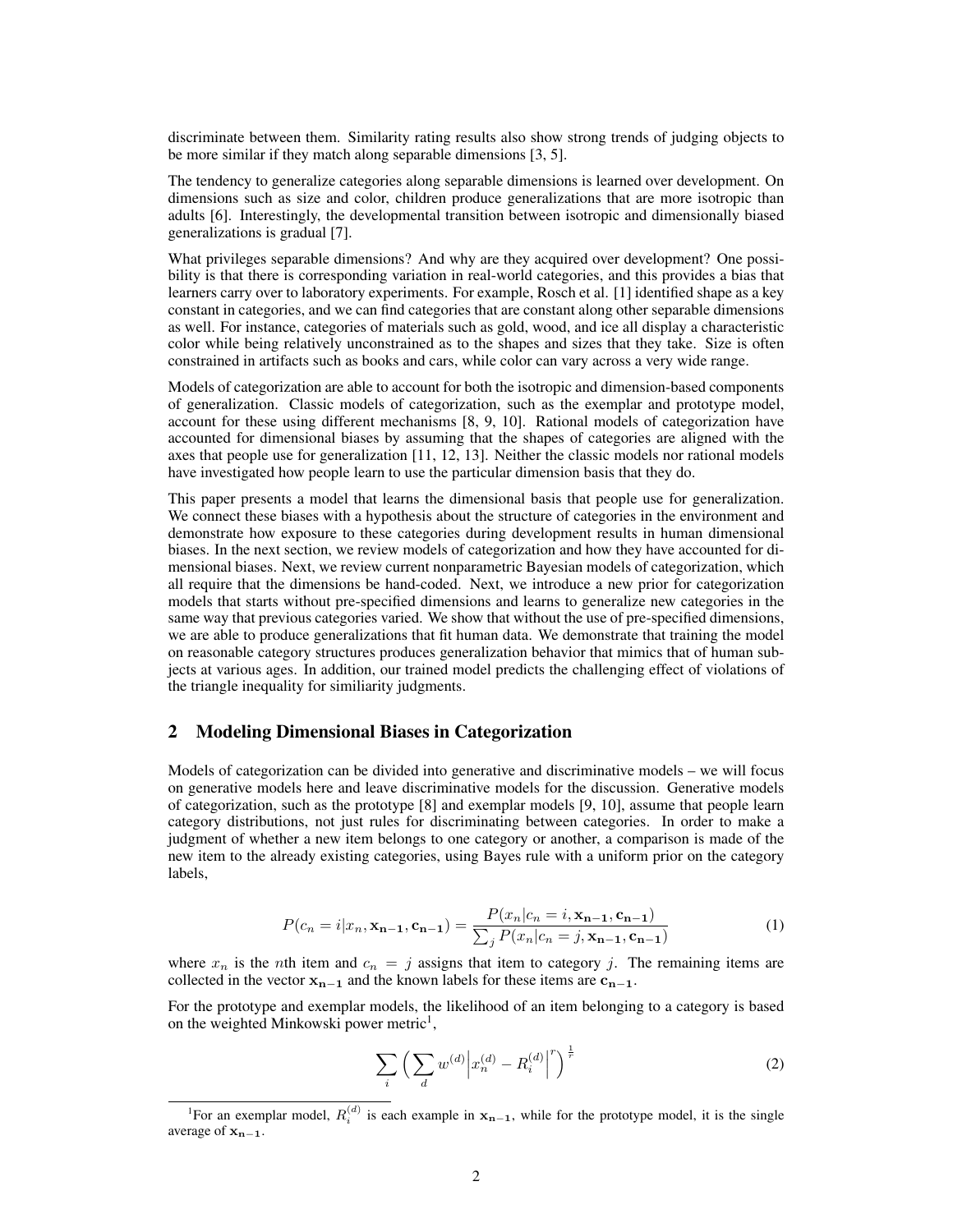discriminate between them. Similarity rating results also show strong trends of judging objects to be more similar if they match along separable dimensions [3, 5].

The tendency to generalize categories along separable dimensions is learned over development. On dimensions such as size and color, children produce generalizations that are more isotropic than adults [6]. Interestingly, the developmental transition between isotropic and dimensionally biased generalizations is gradual [7].

What privileges separable dimensions? And why are they acquired over development? One possibility is that there is corresponding variation in real-world categories, and this provides a bias that learners carry over to laboratory experiments. For example, Rosch et al. [1] identified shape as a key constant in categories, and we can find categories that are constant along other separable dimensions as well. For instance, categories of materials such as gold, wood, and ice all display a characteristic color while being relatively unconstrained as to the shapes and sizes that they take. Size is often constrained in artifacts such as books and cars, while color can vary across a very wide range.

Models of categorization are able to account for both the isotropic and dimension-based components of generalization. Classic models of categorization, such as the exemplar and prototype model, account for these using different mechanisms [8, 9, 10]. Rational models of categorization have accounted for dimensional biases by assuming that the shapes of categories are aligned with the axes that people use for generalization [11, 12, 13]. Neither the classic models nor rational models have investigated how people learn to use the particular dimension basis that they do.

This paper presents a model that learns the dimensional basis that people use for generalization. We connect these biases with a hypothesis about the structure of categories in the environment and demonstrate how exposure to these categories during development results in human dimensional biases. In the next section, we review models of categorization and how they have accounted for dimensional biases. Next, we review current nonparametric Bayesian models of categorization, which all require that the dimensions be hand-coded. Next, we introduce a new prior for categorization models that starts without pre-specified dimensions and learns to generalize new categories in the same way that previous categories varied. We show that without the use of pre-specified dimensions, we are able to produce generalizations that fit human data. We demonstrate that training the model on reasonable category structures produces generalization behavior that mimics that of human subjects at various ages. In addition, our trained model predicts the challenging effect of violations of the triangle inequality for similiarity judgments.

## 2 Modeling Dimensional Biases in Categorization

Models of categorization can be divided into generative and discriminative models – we will focus on generative models here and leave discriminative models for the discussion. Generative models of categorization, such as the prototype [8] and exemplar models [9, 10], assume that people learn category distributions, not just rules for discriminating between categories. In order to make a judgment of whether a new item belongs to one category or another, a comparison is made of the new item to the already existing categories, using Bayes rule with a uniform prior on the category labels,

$$P(c_n = i | x_n, \mathbf{x_{n-1}}, \mathbf{c_{n-1}}) = \frac{P(x_n | c_n = i, \mathbf{x_{n-1}}, \mathbf{c_{n-1}})}{\sum_j P(x_n | c_n = j, \mathbf{x_{n-1}}, \mathbf{c_{n-1}})} \tag{1}$$

where $x_n$ is the $n$th item and $c_n = j$ assigns that item to category $j$. The remaining items are collected in the vector $\mathbf{x_{n-1}}$ and the known labels for these items are $\mathbf{c_{n-1}}$.

For the prototype and exemplar models, the likelihood of an item belonging to a category is based on the weighted Minkowski power metric[1],

$$\sum_i \Big( \sum_d w^{(d)} \Big| x_n^{(d)} - R_i^{(d)} \Big|^r \Big)^{\frac{1}{r}} \tag{2}$$

[1] For an exemplar model, $R_i^{(d)}$ is each example in $\mathbf{x_{n-1}}$, while for the prototype model, it is the single average of $\mathbf{x_{n-1}}$.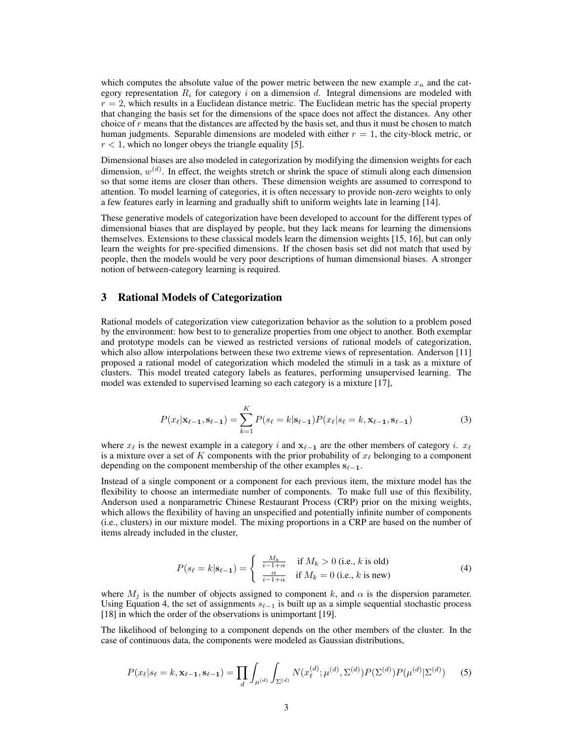which computes the absolute value of the power metric between the new example $x_n$ and the category representation $R_i$ for category $i$ on a dimension $d$. Integral dimensions are modeled with $r = 2$, which results in a Euclidean distance metric. The Euclidean metric has the special property that changing the basis set for the dimensions of the space does not affect the distances. Any other choice of $r$ means that the distances are affected by the basis set, and thus it must be chosen to match human judgments. Separable dimensions are modeled with either $r = 1$, the city-block metric, or $r < 1$, which no longer obeys the triangle equality [5].

Dimensional biases are also modeled in categorization by modifying the dimension weights for each dimension, $w^{(d)}$. In effect, the weights stretch or shrink the space of stimuli along each dimension so that some items are closer than others. These dimension weights are assumed to correspond to attention. To model learning of categories, it is often necessary to provide non-zero weights to only a few features early in learning and gradually shift to uniform weights late in learning [14].

These generative models of categorization have been developed to account for the different types of dimensional biases that are displayed by people, but they lack means for learning the dimensions themselves. Extensions to these classical models learn the dimension weights [15, 16], but can only learn the weights for pre-specified dimensions. If the chosen basis set did not match that used by people, then the models would be very poor descriptions of human dimensional biases. A stronger notion of between-category learning is required.

## 3 Rational Models of Categorization

Rational models of categorization view categorization behavior as the solution to a problem posed by the environment: how best to to generalize properties from one object to another. Both exemplar and prototype models can be viewed as restricted versions of rational models of categorization, which also allow interpolations between these two extreme views of representation. Anderson [11] proposed a rational model of categorization which modeled the stimuli in a task as a mixture of clusters. This model treated category labels as features, performing unsupervised learning. The model was extended to supervised learning so each category is a mixture [17],

$$P(x_\ell|\mathbf{x_{\ell-1}}, \mathbf{s_{\ell-1}}) = \sum_{k=1}^{K} P(s_\ell = k|\mathbf{s_{\ell-1}})P(x_\ell|s_\ell = k, \mathbf{x_{\ell-1}}, \mathbf{s_{\ell-1}}) \tag{3}$$

where $x_\ell$ is the newest example in a category $i$ and $\mathbf{x_{\ell-1}}$ are the other members of category $i$. $x_\ell$ is a mixture over a set of $K$ components with the prior probability of $x_\ell$ belonging to a component depending on the component membership of the other examples $\mathbf{s_{\ell-1}}$.

Instead of a single component or a component for each previous item, the mixture model has the flexibility to choose an intermediate number of components. To make full use of this flexibility, Anderson used a nonparametric Chinese Restaurant Process (CRP) prior on the mixing weights, which allows the flexibility of having an unspecified and potentially infinite number of components (i.e., clusters) in our mixture model. The mixing proportions in a CRP are based on the number of items already included in the cluster,

$$P(s_\ell = k|\mathbf{s_{\ell-1}}) = \begin{cases} \frac{M_k}{i-1+\alpha} & \text{if } M_k > 0 \text{ (i.e., } k \text{ is old)} \\ \frac{\alpha}{i-1+\alpha} & \text{if } M_k = 0 \text{ (i.e., } k \text{ is new)} \end{cases} \tag{4}$$

where $M_j$ is the number of objects assigned to component $k$, and $\alpha$ is the dispersion parameter. Using Equation 4, the set of assignments $s_{\ell-1}$ is built up as a simple sequential stochastic process [18] in which the order of the observations is unimportant [19].

The likelihood of belonging to a component depends on the other members of the cluster. In the case of continuous data, the components were modeled as Gaussian distributions,

$$P(x_\ell|s_\ell = k, \mathbf{x_{\ell-1}}, \mathbf{s_{\ell-1}}) = \prod_d \int_{\mu^{(d)}} \int_{\Sigma^{(d)}} N(x_\ell^{(d)}; \mu^{(d)}, \Sigma^{(d)}) P(\Sigma^{(d)}) P(\mu^{(d)}|\Sigma^{(d)}) \tag{5}$$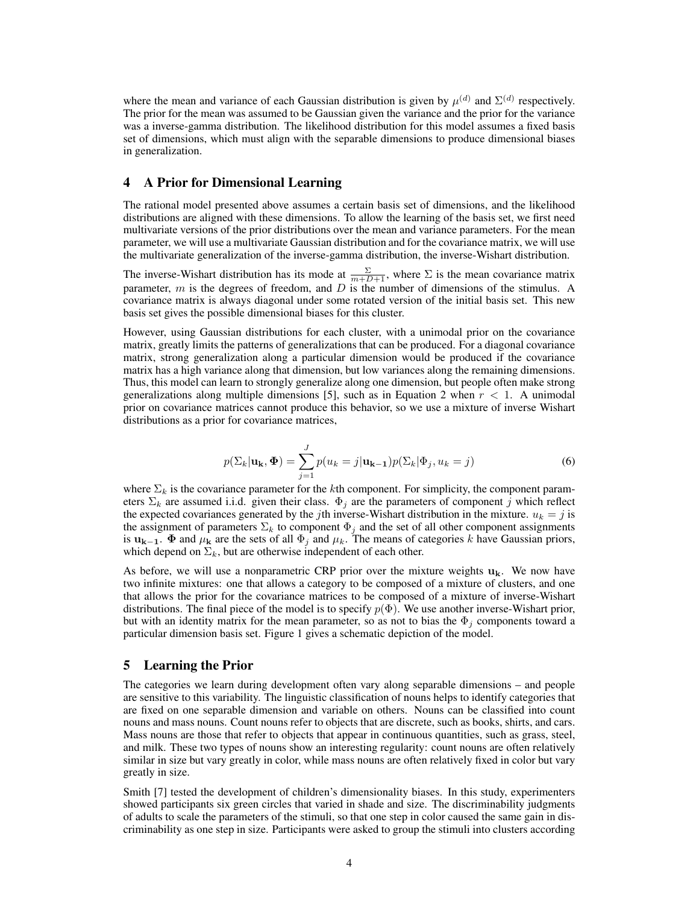where the mean and variance of each Gaussian distribution is given by $\mu^{(d)}$ and $\Sigma^{(d)}$ respectively. The prior for the mean was assumed to be Gaussian given the variance and the prior for the variance was a inverse-gamma distribution. The likelihood distribution for this model assumes a fixed basis set of dimensions, which must align with the separable dimensions to produce dimensional biases in generalization.

## 4 A Prior for Dimensional Learning

The rational model presented above assumes a certain basis set of dimensions, and the likelihood distributions are aligned with these dimensions. To allow the learning of the basis set, we first need multivariate versions of the prior distributions over the mean and variance parameters. For the mean parameter, we will use a multivariate Gaussian distribution and for the covariance matrix, we will use the multivariate generalization of the inverse-gamma distribution, the inverse-Wishart distribution.

The inverse-Wishart distribution has its mode at $\frac{\Sigma}{m+D+1}$, where $\Sigma$ is the mean covariance matrix parameter, $m$ is the degrees of freedom, and $D$ is the number of dimensions of the stimulus. A covariance matrix is always diagonal under some rotated version of the initial basis set. This new basis set gives the possible dimensional biases for this cluster.

However, using Gaussian distributions for each cluster, with a unimodal prior on the covariance matrix, greatly limits the patterns of generalizations that can be produced. For a diagonal covariance matrix, strong generalization along a particular dimension would be produced if the covariance matrix has a high variance along that dimension, but low variances along the remaining dimensions. Thus, this model can learn to strongly generalize along one dimension, but people often make strong generalizations along multiple dimensions [5], such as in Equation 2 when $r < 1$. A unimodal prior on covariance matrices cannot produce this behavior, so we use a mixture of inverse Wishart distributions as a prior for covariance matrices,

$$p(\Sigma_k|\mathbf{u_k}, \mathbf{\Phi}) = \sum_{j=1}^{J} p(u_k = j|\mathbf{u_{k-1}})p(\Sigma_k|\Phi_j, u_k = j) \tag{6}$$

where $\Sigma_k$ is the covariance parameter for the $k$th component. For simplicity, the component parameters $\Sigma_k$ are assumed i.i.d. given their class. $\Phi_j$ are the parameters of component $j$ which reflect the expected covariances generated by the $j$th inverse-Wishart distribution in the mixture. $u_k = j$ is the assignment of parameters $\Sigma_k$ to component $\Phi_j$ and the set of all other component assignments is $\mathbf{u_{k-1}}$. $\mathbf{\Phi}$ and $\mu_\mathbf{k}$ are the sets of all $\Phi_j$ and $\mu_k$. The means of categories $k$ have Gaussian priors, which depend on $\Sigma_k$, but are otherwise independent of each other.

As before, we will use a nonparametric CRP prior over the mixture weights $\mathbf{u_k}$. We now have two infinite mixtures: one that allows a category to be composed of a mixture of clusters, and one that allows the prior for the covariance matrices to be composed of a mixture of inverse-Wishart distributions. The final piece of the model is to specify $p(\Phi)$. We use another inverse-Wishart prior, but with an identity matrix for the mean parameter, so as not to bias the $\Phi_j$ components toward a particular dimension basis set. Figure 1 gives a schematic depiction of the model.

## 5 Learning the Prior

The categories we learn during development often vary along separable dimensions – and people are sensitive to this variability. The linguistic classification of nouns helps to identify categories that are fixed on one separable dimension and variable on others. Nouns can be classified into count nouns and mass nouns. Count nouns refer to objects that are discrete, such as books, shirts, and cars. Mass nouns are those that refer to objects that appear in continuous quantities, such as grass, steel, and milk. These two types of nouns show an interesting regularity: count nouns are often relatively similar in size but vary greatly in color, while mass nouns are often relatively fixed in color but vary greatly in size.

Smith [7] tested the development of children's dimensionality biases. In this study, experimenters showed participants six green circles that varied in shade and size. The discriminability judgments of adults to scale the parameters of the stimuli, so that one step in color caused the same gain in discriminability as one step in size. Participants were asked to group the stimuli into clusters according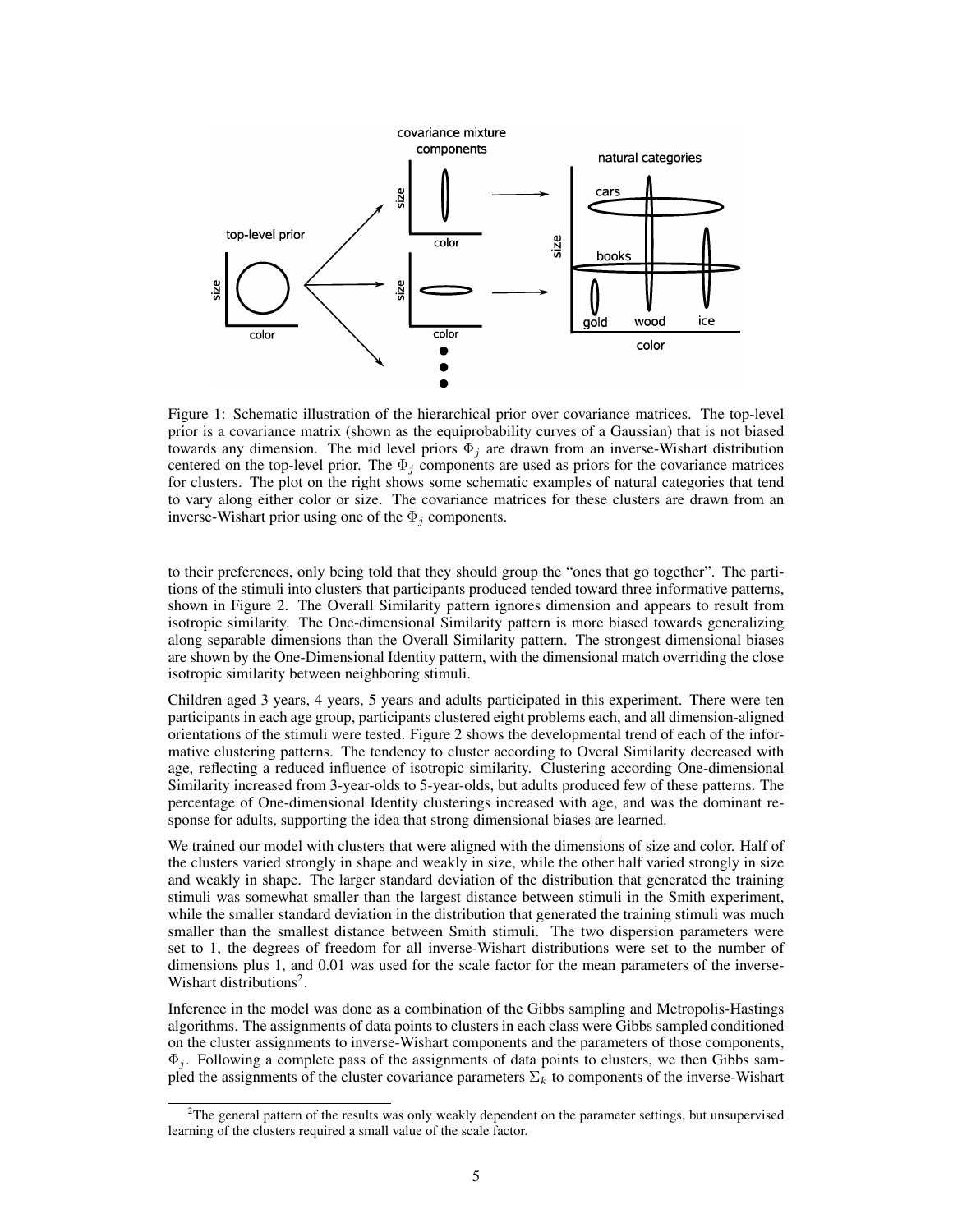Figure 1: Schematic illustration of the hierarchical prior over covariance matrices. The top-level prior is a covariance matrix (shown as the equiprobability curves of a Gaussian) that is not biased towards any dimension. The mid level priors $\Phi_j$ are drawn from an inverse-Wishart distribution centered on the top-level prior. The $\Phi_j$ components are used as priors for the covariance matrices for clusters. The plot on the right shows some schematic examples of natural categories that tend to vary along either color or size. The covariance matrices for these clusters are drawn from an inverse-Wishart prior using one of the $\Phi_j$ components.

to their preferences, only being told that they should group the "ones that go together". The partitions of the stimuli into clusters that participants produced tended toward three informative patterns, shown in Figure 2. The Overall Similarity pattern ignores dimension and appears to result from isotropic similarity. The One-dimensional Similarity pattern is more biased towards generalizing along separable dimensions than the Overall Similarity pattern. The strongest dimensional biases are shown by the One-Dimensional Identity pattern, with the dimensional match overriding the close isotropic similarity between neighboring stimuli.

Children aged 3 years, 4 years, 5 years and adults participated in this experiment. There were ten participants in each age group, participants clustered eight problems each, and all dimension-aligned orientations of the stimuli were tested. Figure 2 shows the developmental trend of each of the informative clustering patterns. The tendency to cluster according to Overal Similarity decreased with age, reflecting a reduced influence of isotropic similarity. Clustering according One-dimensional Similarity increased from 3-year-olds to 5-year-olds, but adults produced few of these patterns. The percentage of One-dimensional Identity clusterings increased with age, and was the dominant response for adults, supporting the idea that strong dimensional biases are learned.

We trained our model with clusters that were aligned with the dimensions of size and color. Half of the clusters varied strongly in shape and weakly in size, while the other half varied strongly in size and weakly in shape. The larger standard deviation of the distribution that generated the training stimuli was somewhat smaller than the largest distance between stimuli in the Smith experiment, while the smaller standard deviation in the distribution that generated the training stimuli was much smaller than the smallest distance between Smith stimuli. The two dispersion parameters were set to 1, the degrees of freedom for all inverse-Wishart distributions were set to the number of dimensions plus 1, and 0.01 was used for the scale factor for the mean parameters of the inverse-Wishart distributions[2].

Inference in the model was done as a combination of the Gibbs sampling and Metropolis-Hastings algorithms. The assignments of data points to clusters in each class were Gibbs sampled conditioned on the cluster assignments to inverse-Wishart components and the parameters of those components, $\Phi_j$. Following a complete pass of the assignments of data points to clusters, we then Gibbs sampled the assignments of the cluster covariance parameters $\Sigma_k$ to components of the inverse-Wishart

[2]The general pattern of the results was only weakly dependent on the parameter settings, but unsupervised learning of the clusters required a small value of the scale factor.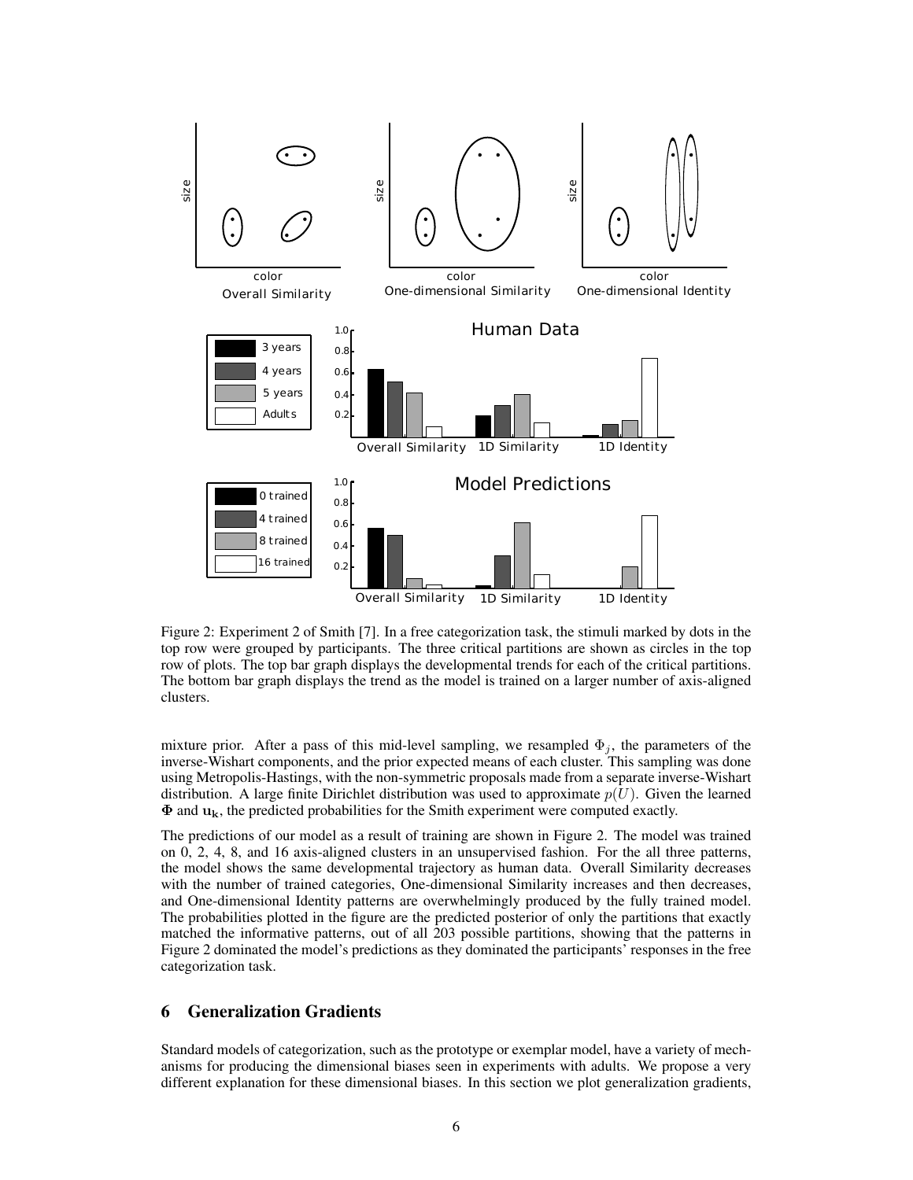Figure 2: Experiment 2 of Smith [7]. In a free categorization task, the stimuli marked by dots in the top row were grouped by participants. The three critical partitions are shown as circles in the top row of plots. The top bar graph displays the developmental trends for each of the critical partitions. The bottom bar graph displays the trend as the model is trained on a larger number of axis-aligned clusters.

mixture prior. After a pass of this mid-level sampling, we resampled $\Phi_j$, the parameters of the inverse-Wishart components, and the prior expected means of each cluster. This sampling was done using Metropolis-Hastings, with the non-symmetric proposals made from a separate inverse-Wishart distribution. A large finite Dirichlet distribution was used to approximate $p(U)$. Given the learned $\mathbf{\Phi}$ and $\mathbf{u_k}$, the predicted probabilities for the Smith experiment were computed exactly.

The predictions of our model as a result of training are shown in Figure 2. The model was trained on 0, 2, 4, 8, and 16 axis-aligned clusters in an unsupervised fashion. For the all three patterns, the model shows the same developmental trajectory as human data. Overall Similarity decreases with the number of trained categories, One-dimensional Similarity increases and then decreases, and One-dimensional Identity patterns are overwhelmingly produced by the fully trained model. The probabilities plotted in the figure are the predicted posterior of only the partitions that exactly matched the informative patterns, out of all 203 possible partitions, showing that the patterns in Figure 2 dominated the model's predictions as they dominated the participants' responses in the free categorization task.

## 6 Generalization Gradients

Standard models of categorization, such as the prototype or exemplar model, have a variety of mechanisms for producing the dimensional biases seen in experiments with adults. We propose a very different explanation for these dimensional biases. In this section we plot generalization gradients,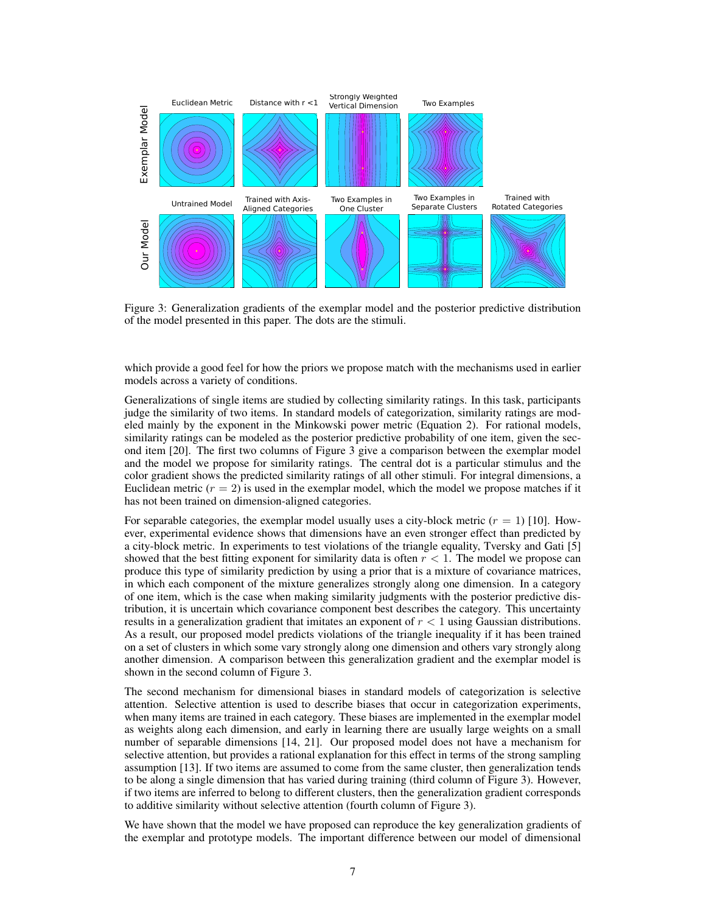Figure 3: Generalization gradients of the exemplar model and the posterior predictive distribution of the model presented in this paper. The dots are the stimuli.

which provide a good feel for how the priors we propose match with the mechanisms used in earlier models across a variety of conditions.

Generalizations of single items are studied by collecting similarity ratings. In this task, participants judge the similarity of two items. In standard models of categorization, similarity ratings are modeled mainly by the exponent in the Minkowski power metric (Equation 2). For rational models, similarity ratings can be modeled as the posterior predictive probability of one item, given the second item [20]. The first two columns of Figure 3 give a comparison between the exemplar model and the model we propose for similarity ratings. The central dot is a particular stimulus and the color gradient shows the predicted similarity ratings of all other stimuli. For integral dimensions, a Euclidean metric ($r = 2$) is used in the exemplar model, which the model we propose matches if it has not been trained on dimension-aligned categories.

For separable categories, the exemplar model usually uses a city-block metric ($r = 1$) [10]. However, experimental evidence shows that dimensions have an even stronger effect than predicted by a city-block metric. In experiments to test violations of the triangle equality, Tversky and Gati [5] showed that the best fitting exponent for similarity data is often $r < 1$. The model we propose can produce this type of similarity prediction by using a prior that is a mixture of covariance matrices, in which each component of the mixture generalizes strongly along one dimension. In a category of one item, which is the case when making similarity judgments with the posterior predictive distribution, it is uncertain which covariance component best describes the category. This uncertainty results in a generalization gradient that imitates an exponent of $r < 1$ using Gaussian distributions. As a result, our proposed model predicts violations of the triangle inequality if it has been trained on a set of clusters in which some vary strongly along one dimension and others vary strongly along another dimension. A comparison between this generalization gradient and the exemplar model is shown in the second column of Figure 3.

The second mechanism for dimensional biases in standard models of categorization is selective attention. Selective attention is used to describe biases that occur in categorization experiments, when many items are trained in each category. These biases are implemented in the exemplar model as weights along each dimension, and early in learning there are usually large weights on a small number of separable dimensions [14, 21]. Our proposed model does not have a mechanism for selective attention, but provides a rational explanation for this effect in terms of the strong sampling assumption [13]. If two items are assumed to come from the same cluster, then generalization tends to be along a single dimension that has varied during training (third column of Figure 3). However, if two items are inferred to belong to different clusters, then the generalization gradient corresponds to additive similarity without selective attention (fourth column of Figure 3).

We have shown that the model we have proposed can reproduce the key generalization gradients of the exemplar and prototype models. The important difference between our model of dimensional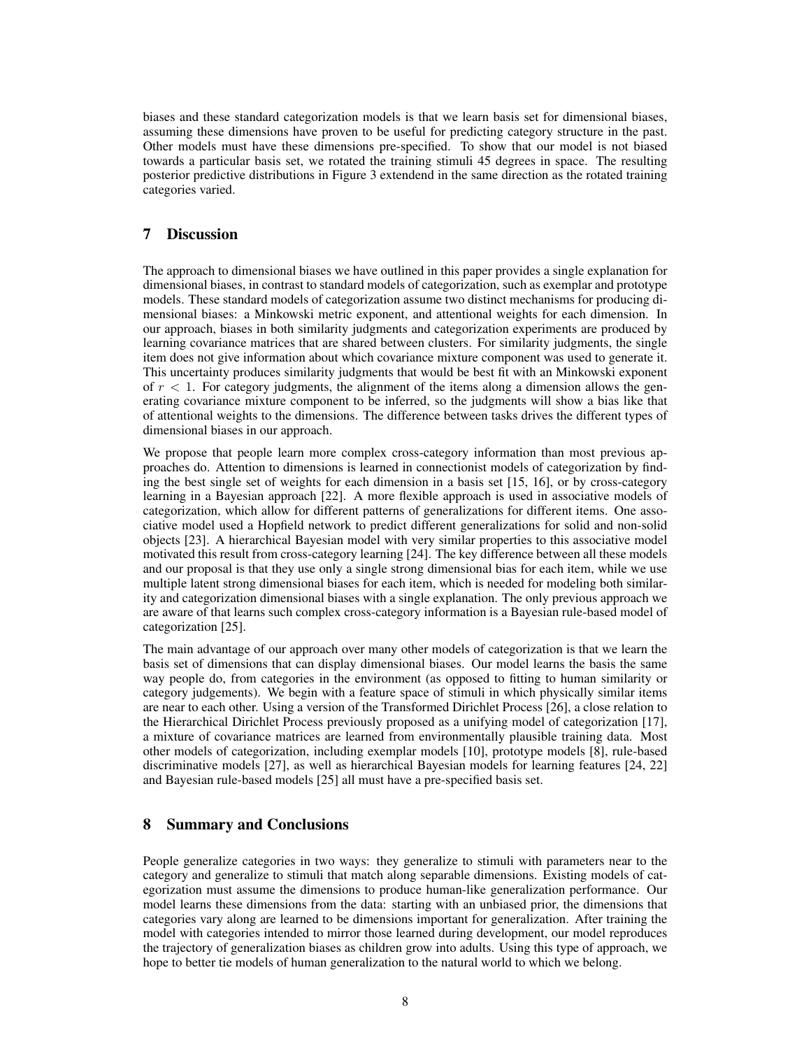biases and these standard categorization models is that we learn basis set for dimensional biases, assuming these dimensions have proven to be useful for predicting category structure in the past. Other models must have these dimensions pre-specified. To show that our model is not biased towards a particular basis set, we rotated the training stimuli 45 degrees in space. The resulting posterior predictive distributions in Figure 3 extendend in the same direction as the rotated training categories varied.

## 7 Discussion

The approach to dimensional biases we have outlined in this paper provides a single explanation for dimensional biases, in contrast to standard models of categorization, such as exemplar and prototype models. These standard models of categorization assume two distinct mechanisms for producing dimensional biases: a Minkowski metric exponent, and attentional weights for each dimension. In our approach, biases in both similarity judgments and categorization experiments are produced by learning covariance matrices that are shared between clusters. For similarity judgments, the single item does not give information about which covariance mixture component was used to generate it. This uncertainty produces similarity judgments that would be best fit with an Minkowski exponent of $r < 1$. For category judgments, the alignment of the items along a dimension allows the generating covariance mixture component to be inferred, so the judgments will show a bias like that of attentional weights to the dimensions. The difference between tasks drives the different types of dimensional biases in our approach.

We propose that people learn more complex cross-category information than most previous approaches do. Attention to dimensions is learned in connectionist models of categorization by finding the best single set of weights for each dimension in a basis set [15, 16], or by cross-category learning in a Bayesian approach [22]. A more flexible approach is used in associative models of categorization, which allow for different patterns of generalizations for different items. One associative model used a Hopfield network to predict different generalizations for solid and non-solid objects [23]. A hierarchical Bayesian model with very similar properties to this associative model motivated this result from cross-category learning [24]. The key difference between all these models and our proposal is that they use only a single strong dimensional bias for each item, while we use multiple latent strong dimensional biases for each item, which is needed for modeling both similarity and categorization dimensional biases with a single explanation. The only previous approach we are aware of that learns such complex cross-category information is a Bayesian rule-based model of categorization [25].

The main advantage of our approach over many other models of categorization is that we learn the basis set of dimensions that can display dimensional biases. Our model learns the basis the same way people do, from categories in the environment (as opposed to fitting to human similarity or category judgements). We begin with a feature space of stimuli in which physically similar items are near to each other. Using a version of the Transformed Dirichlet Process [26], a close relation to the Hierarchical Dirichlet Process previously proposed as a unifying model of categorization [17], a mixture of covariance matrices are learned from environmentally plausible training data. Most other models of categorization, including exemplar models [10], prototype models [8], rule-based discriminative models [27], as well as hierarchical Bayesian models for learning features [24, 22] and Bayesian rule-based models [25] all must have a pre-specified basis set.

## 8 Summary and Conclusions

People generalize categories in two ways: they generalize to stimuli with parameters near to the category and generalize to stimuli that match along separable dimensions. Existing models of categorization must assume the dimensions to produce human-like generalization performance. Our model learns these dimensions from the data: starting with an unbiased prior, the dimensions that categories vary along are learned to be dimensions important for generalization. After training the model with categories intended to mirror those learned during development, our model reproduces the trajectory of generalization biases as children grow into adults. Using this type of approach, we hope to better tie models of human generalization to the natural world to which we belong.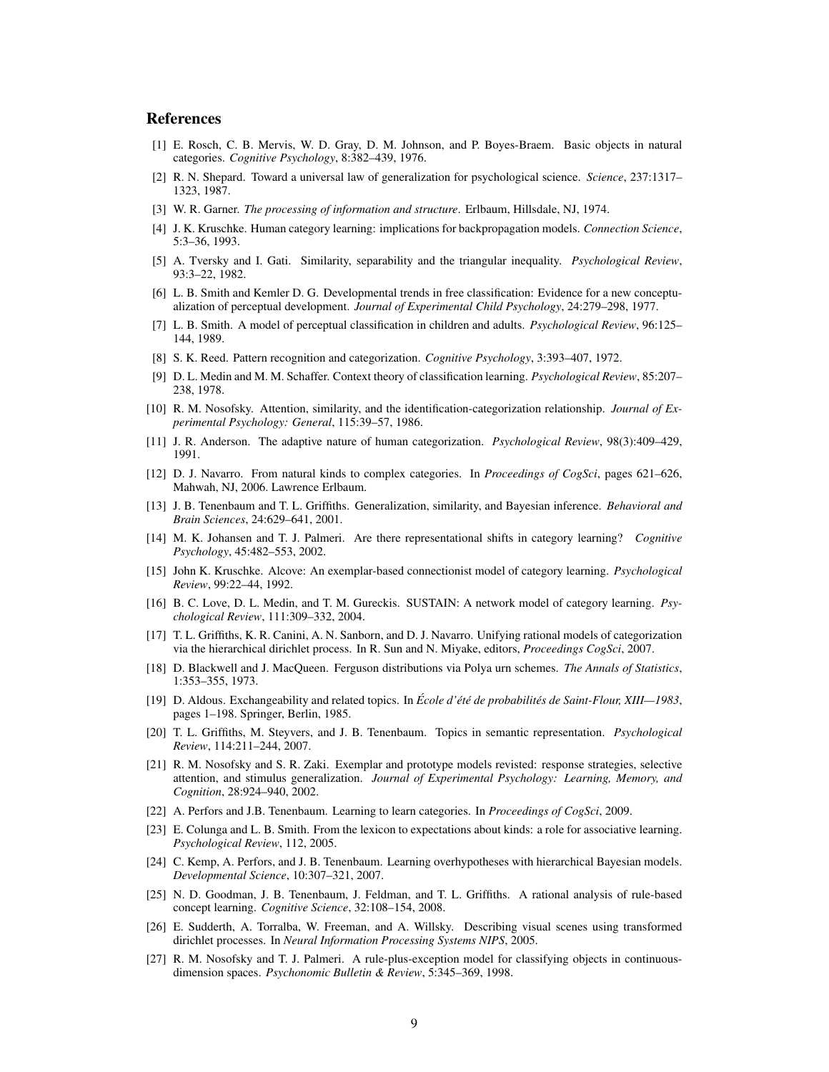## References

[1] E. Rosch, C. B. Mervis, W. D. Gray, D. M. Johnson, and P. Boyes-Braem. Basic objects in natural categories. *Cognitive Psychology*, 8:382–439, 1976.

[2] R. N. Shepard. Toward a universal law of generalization for psychological science. *Science*, 237:1317–1323, 1987.

[3] W. R. Garner. *The processing of information and structure*. Erlbaum, Hillsdale, NJ, 1974.

[4] J. K. Kruschke. Human category learning: implications for backpropagation models. *Connection Science*, 5:3–36, 1993.

[5] A. Tversky and I. Gati. Similarity, separability and the triangular inequality. *Psychological Review*, 93:3–22, 1982.

[6] L. B. Smith and Kemler D. G. Developmental trends in free classification: Evidence for a new conceptualization of perceptual development. *Journal of Experimental Child Psychology*, 24:279–298, 1977.

[7] L. B. Smith. A model of perceptual classification in children and adults. *Psychological Review*, 96:125–144, 1989.

[8] S. K. Reed. Pattern recognition and categorization. *Cognitive Psychology*, 3:393–407, 1972.

[9] D. L. Medin and M. M. Schaffer. Context theory of classification learning. *Psychological Review*, 85:207–238, 1978.

[10] R. M. Nosofsky. Attention, similarity, and the identification-categorization relationship. *Journal of Experimental Psychology: General*, 115:39–57, 1986.

[11] J. R. Anderson. The adaptive nature of human categorization. *Psychological Review*, 98(3):409–429, 1991.

[12] D. J. Navarro. From natural kinds to complex categories. In *Proceedings of CogSci*, pages 621–626, Mahwah, NJ, 2006. Lawrence Erlbaum.

[13] J. B. Tenenbaum and T. L. Griffiths. Generalization, similarity, and Bayesian inference. *Behavioral and Brain Sciences*, 24:629–641, 2001.

[14] M. K. Johansen and T. J. Palmeri. Are there representational shifts in category learning? *Cognitive Psychology*, 45:482–553, 2002.

[15] John K. Kruschke. Alcove: An exemplar-based connectionist model of category learning. *Psychological Review*, 99:22–44, 1992.

[16] B. C. Love, D. L. Medin, and T. M. Gureckis. SUSTAIN: A network model of category learning. *Psychological Review*, 111:309–332, 2004.

[17] T. L. Griffiths, K. R. Canini, A. N. Sanborn, and D. J. Navarro. Unifying rational models of categorization via the hierarchical dirichlet process. In R. Sun and N. Miyake, editors, *Proceedings CogSci*, 2007.

[18] D. Blackwell and J. MacQueen. Ferguson distributions via Polya urn schemes. *The Annals of Statistics*, 1:353–355, 1973.

[19] D. Aldous. Exchangeability and related topics. In *École d'été de probabilités de Saint-Flour, XIII—1983*, pages 1–198. Springer, Berlin, 1985.

[20] T. L. Griffiths, M. Steyvers, and J. B. Tenenbaum. Topics in semantic representation. *Psychological Review*, 114:211–244, 2007.

[21] R. M. Nosofsky and S. R. Zaki. Exemplar and prototype models revisted: response strategies, selective attention, and stimulus generalization. *Journal of Experimental Psychology: Learning, Memory, and Cognition*, 28:924–940, 2002.

[22] A. Perfors and J.B. Tenenbaum. Learning to learn categories. In *Proceedings of CogSci*, 2009.

[23] E. Colunga and L. B. Smith. From the lexicon to expectations about kinds: a role for associative learning. *Psychological Review*, 112, 2005.

[24] C. Kemp, A. Perfors, and J. B. Tenenbaum. Learning overhypotheses with hierarchical Bayesian models. *Developmental Science*, 10:307–321, 2007.

[25] N. D. Goodman, J. B. Tenenbaum, J. Feldman, and T. L. Griffiths. A rational analysis of rule-based concept learning. *Cognitive Science*, 32:108–154, 2008.

[26] E. Sudderth, A. Torralba, W. Freeman, and A. Willsky. Describing visual scenes using transformed dirichlet processes. In *Neural Information Processing Systems NIPS*, 2005.

[27] R. M. Nosofsky and T. J. Palmeri. A rule-plus-exception model for classifying objects in continuous-dimension spaces. *Psychonomic Bulletin & Review*, 5:345–369, 1998.